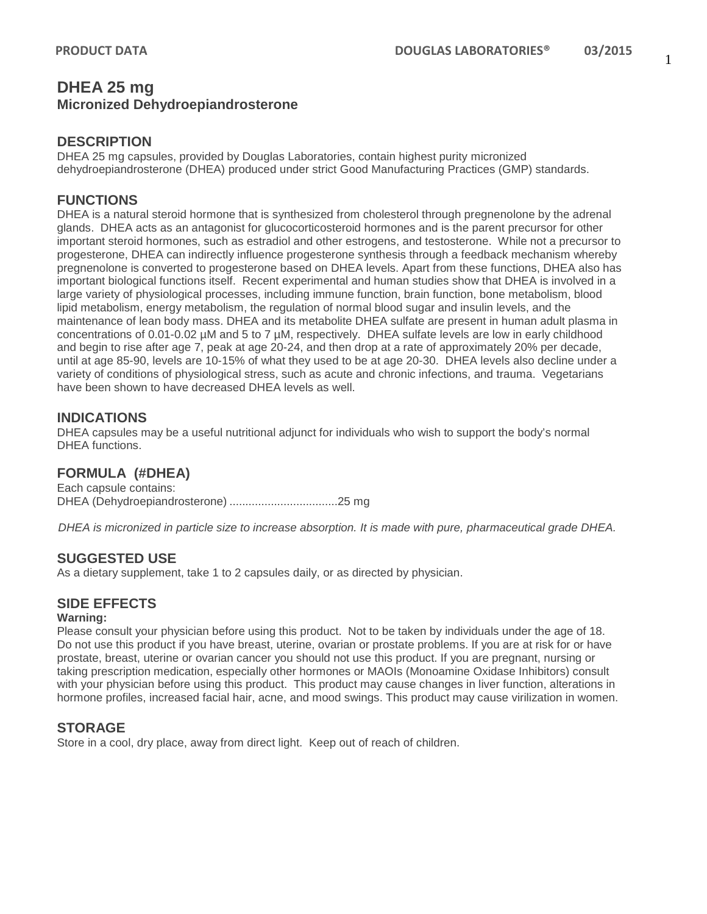# DHEA 25 mg

**Micronized Dehydroepiandrosterone**

## DESCRIPTION

DHEA 25 mg capsules, provided by Douglas Laboratories, contain highest purity micronized dehydroepiandrosterone (DHEA) produced under strict Good Manufacturing Practices (GMP) standards.

## FUNCTIONS

DHEA is a natural steroid hormone that is synthesized from cholesterol through pregnenolone by the adrenal glands. DHEA acts as an antagonist for glucocorticosteroid hormones and is the parent precursor for other important steroid hormones, such as estradiol and other estrogens, and testosterone. While not a precursor to progesterone, DHEA can indirectly influence progesterone synthesis through a feedback mechanism whereby pregnenolone is converted to progesterone based on DHEA levels. Apart from these functions, DHEA also has important biological functions itself. Recent experimental and human studies show that DHEA is involved in a large variety of physiological processes, including immune function, brain function, bone metabolism, blood lipid metabolism, energy metabolism, the regulation of normal blood sugar and insulin levels, and the maintenance of lean body mass. DHEA and its metabolite DHEA sulfate are present in human adult plasma in concentrations of 0.01-0.02 µM and 5 to 7 µM, respectively. DHEA sulfate levels are low in early childhood and begin to rise after age 7, peak at age 20-24, and then drop at a rate of approximately 20% per decade, until at age 85-90, levels are 10-15% of what they used to be at age 20-30. DHEA levels also decline under a variety of conditions of physiological stress, such as acute and chronic infections, and trauma. Vegetarians have been shown to have decreased DHEA levels as well.

## INDICATIONS

DHEA capsules may be a useful nutritional adjunct for individuals who wish to support the body's normal DHEA functions.

## FORMULA (#DHEA)

Each capsule contains:
DHEA (Dehydroepiandrosterone) ..................................25 mg

*DHEA is micronized in particle size to increase absorption. It is made with pure, pharmaceutical grade DHEA.*

## SUGGESTED USE

As a dietary supplement, take 1 to 2 capsules daily, or as directed by physician.

## SIDE EFFECTS

**Warning:**

Please consult your physician before using this product. Not to be taken by individuals under the age of 18. Do not use this product if you have breast, uterine, ovarian or prostate problems. If you are at risk for or have prostate, breast, uterine or ovarian cancer you should not use this product. If you are pregnant, nursing or taking prescription medication, especially other hormones or MAOIs (Monoamine Oxidase Inhibitors) consult with your physician before using this product. This product may cause changes in liver function, alterations in hormone profiles, increased facial hair, acne, and mood swings. This product may cause virilization in women.

## STORAGE

Store in a cool, dry place, away from direct light. Keep out of reach of children.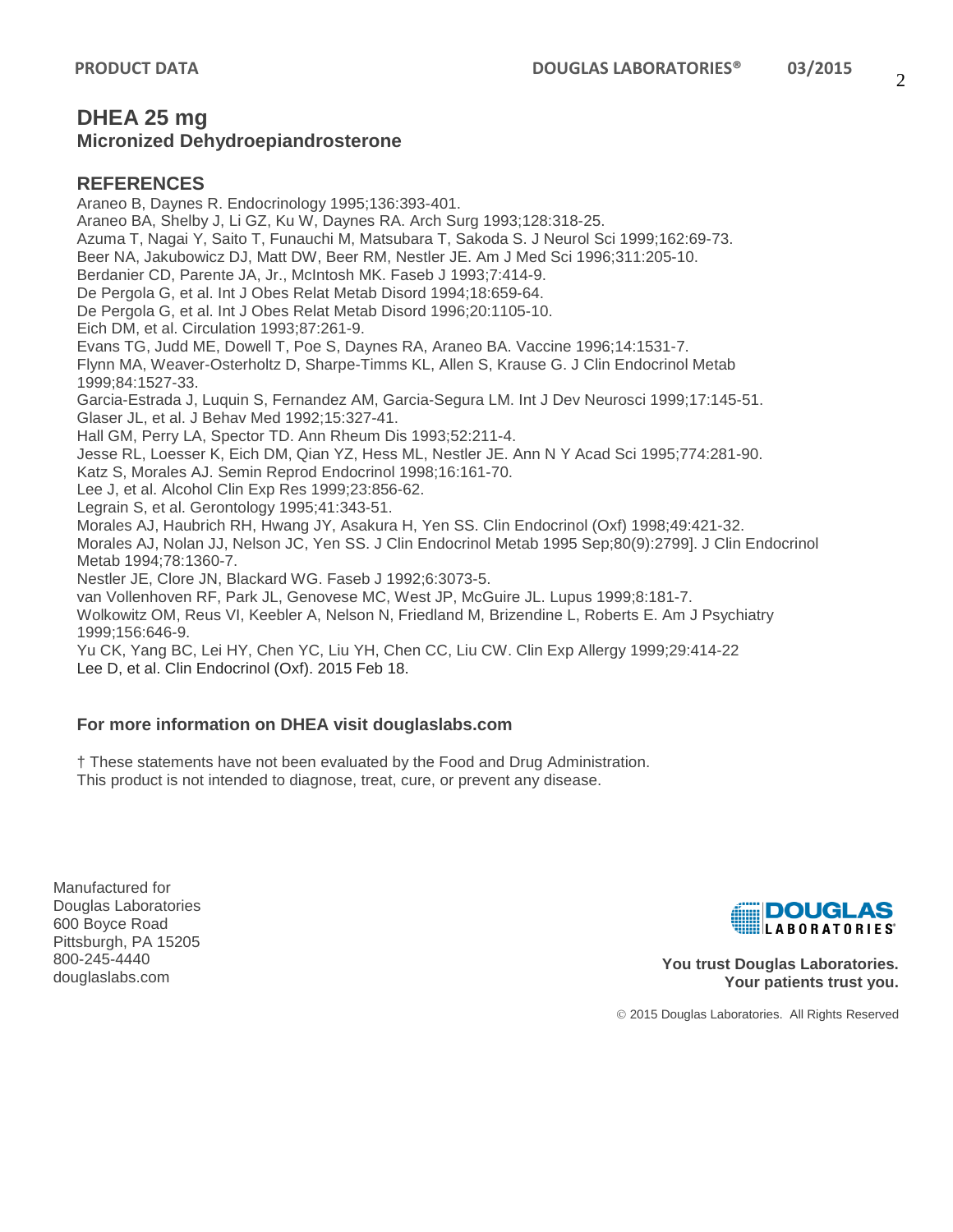# DHEA 25 mg

**Micronized Dehydroepiandrosterone**

## REFERENCES

Araneo B, Daynes R. Endocrinology 1995;136:393-401.
Araneo BA, Shelby J, Li GZ, Ku W, Daynes RA. Arch Surg 1993;128:318-25.
Azuma T, Nagai Y, Saito T, Funauchi M, Matsubara T, Sakoda S. J Neurol Sci 1999;162:69-73.
Beer NA, Jakubowicz DJ, Matt DW, Beer RM, Nestler JE. Am J Med Sci 1996;311:205-10.
Berdanier CD, Parente JA, Jr., McIntosh MK. Faseb J 1993;7:414-9.
De Pergola G, et al. Int J Obes Relat Metab Disord 1994;18:659-64.
De Pergola G, et al. Int J Obes Relat Metab Disord 1996;20:1105-10.
Eich DM, et al. Circulation 1993;87:261-9.
Evans TG, Judd ME, Dowell T, Poe S, Daynes RA, Araneo BA. Vaccine 1996;14:1531-7.
Flynn MA, Weaver-Osterholtz D, Sharpe-Timms KL, Allen S, Krause G. J Clin Endocrinol Metab 1999;84:1527-33.
Garcia-Estrada J, Luquin S, Fernandez AM, Garcia-Segura LM. Int J Dev Neurosci 1999;17:145-51.
Glaser JL, et al. J Behav Med 1992;15:327-41.
Hall GM, Perry LA, Spector TD. Ann Rheum Dis 1993;52:211-4.
Jesse RL, Loesser K, Eich DM, Qian YZ, Hess ML, Nestler JE. Ann N Y Acad Sci 1995;774:281-90.
Katz S, Morales AJ. Semin Reprod Endocrinol 1998;16:161-70.
Lee J, et al. Alcohol Clin Exp Res 1999;23:856-62.
Legrain S, et al. Gerontology 1995;41:343-51.
Morales AJ, Haubrich RH, Hwang JY, Asakura H, Yen SS. Clin Endocrinol (Oxf) 1998;49:421-32.
Morales AJ, Nolan JJ, Nelson JC, Yen SS. J Clin Endocrinol Metab 1995 Sep;80(9):2799]. J Clin Endocrinol Metab 1994;78:1360-7.
Nestler JE, Clore JN, Blackard WG. Faseb J 1992;6:3073-5.
van Vollenhoven RF, Park JL, Genovese MC, West JP, McGuire JL. Lupus 1999;8:181-7.
Wolkowitz OM, Reus VI, Keebler A, Nelson N, Friedland M, Brizendine L, Roberts E. Am J Psychiatry 1999;156:646-9.
Yu CK, Yang BC, Lei HY, Chen YC, Liu YH, Chen CC, Liu CW. Clin Exp Allergy 1999;29:414-22
Lee D, et al. Clin Endocrinol (Oxf). 2015 Feb 18.

**For more information on DHEA visit douglaslabs.com**

† These statements have not been evaluated by the Food and Drug Administration.
This product is not intended to diagnose, treat, cure, or prevent any disease.

Manufactured for
Douglas Laboratories
600 Boyce Road
Pittsburgh, PA 15205
800-245-4440
douglaslabs.com

DOUGLAS LABORATORIES®

**You trust Douglas Laboratories.**
**Your patients trust you.**

© 2015 Douglas Laboratories. All Rights Reserved